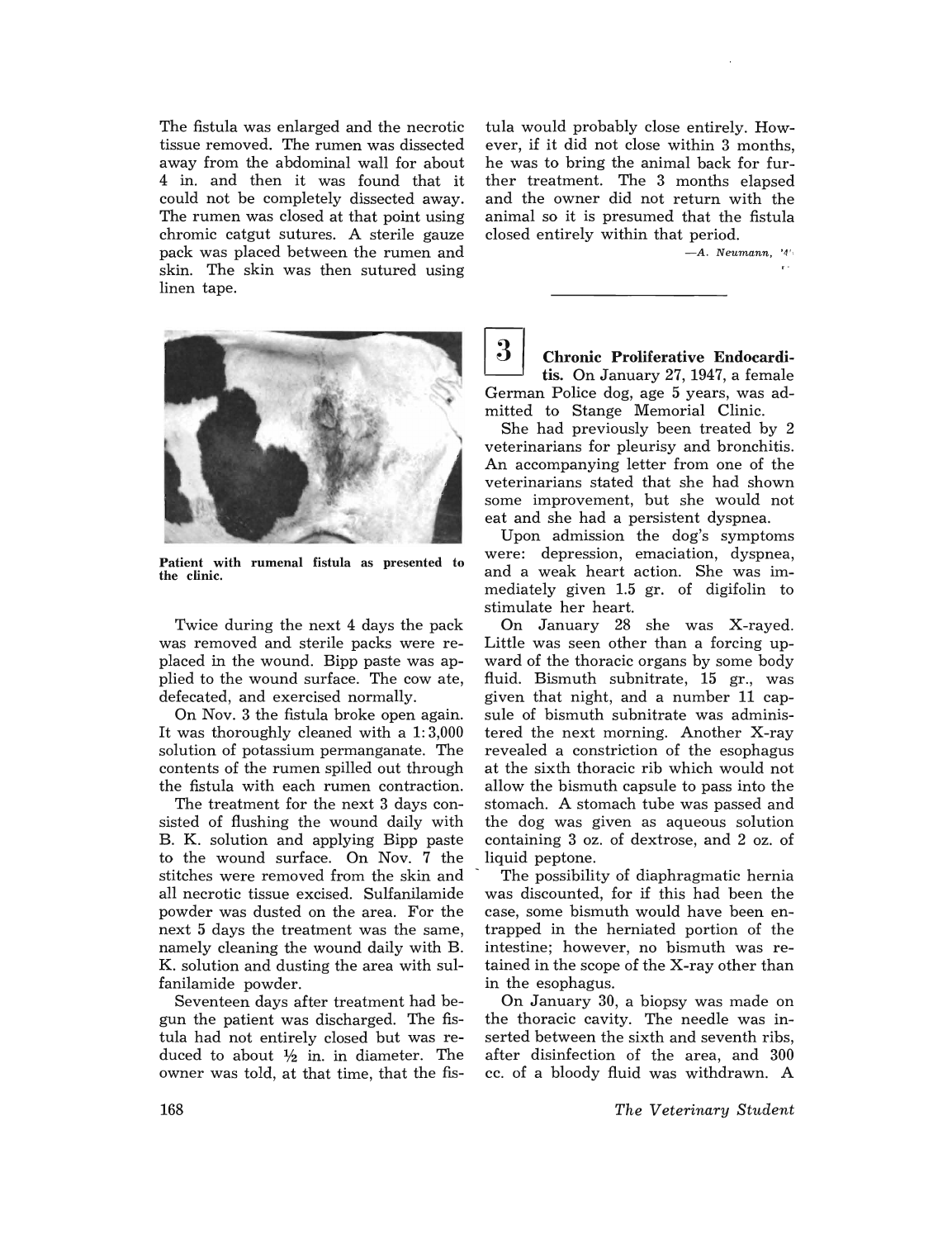The fistula was enlarged and the necrotic tissue removed. The rumen was dissected away from the abdominal wall for about 4 in. and then it was found that it could not be completely dissected away. The rumen was closed at that point using chromic catgut sutures. A sterile gauze pack was placed between the rumen and skin. The skin was then sutured using linen tape.

**Patient with rumenal fistula as presented to the clinic.**

Twice during the next 4 days the pack was removed and sterile packs were replaced in the wound. Bipp paste was applied to the wound surface. The cow ate, defecated, and exercised normally.

On Nov. 3 the fistula broke open again. It was thoroughly cleaned with a 1:3,000 solution of potassium permanganate. The contents of the rumen spilled out through the fistula with each rumen contraction.

The treatment for the next 3 days consisted of flushing the wound daily with B. K. solution and applying Bipp paste to the wound surface. On Nov. 7 the stitches were removed from the skin and all necrotic tissue excised. Sulfanilamide powder was dusted on the area. For the next 5 days the treatment was the same, namely cleaning the wound daily with B. K. solution and dusting the area with sulfanilamide powder.

Seventeen days after treatment had begun the patient was discharged. The fistula had not entirely closed but was reduced to about ½ in. in diameter. The owner was told, at that time, that the fistula would probably close entirely. However, if it did not close within 3 months, he was to bring the animal back for further treatment. The 3 months elapsed and the owner did not return with the animal so it is presumed that the fistula closed entirely within that period.

—*A. Neumann, '4'*

---

## 3

**Chronic Proliferative Endocarditis.** On January 27, 1947, a female German Police dog, age 5 years, was admitted to Stange Memorial Clinic.

She had previously been treated by 2 veterinarians for pleurisy and bronchitis. An accompanying letter from one of the veterinarians stated that she had shown some improvement, but she would not eat and she had a persistent dyspnea.

Upon admission the dog's symptoms were: depression, emaciation, dyspnea, and a weak heart action. She was immediately given 1.5 gr. of digifolin to stimulate her heart.

On January 28 she was X-rayed. Little was seen other than a forcing upward of the thoracic organs by some body fluid. Bismuth subnitrate, 15 gr., was given that night, and a number 11 capsule of bismuth subnitrate was administered the next morning. Another X-ray revealed a constriction of the esophagus at the sixth thoracic rib which would not allow the bismuth capsule to pass into the stomach. A stomach tube was passed and the dog was given as aqueous solution containing 3 oz. of dextrose, and 2 oz. of liquid peptone.

The possibility of diaphragmatic hernia was discounted, for if this had been the case, some bismuth would have been entrapped in the herniated portion of the intestine; however, no bismuth was retained in the scope of the X-ray other than in the esophagus.

On January 30, a biopsy was made on the thoracic cavity. The needle was inserted between the sixth and seventh ribs, after disinfection of the area, and 300 cc. of a bloody fluid was withdrawn. A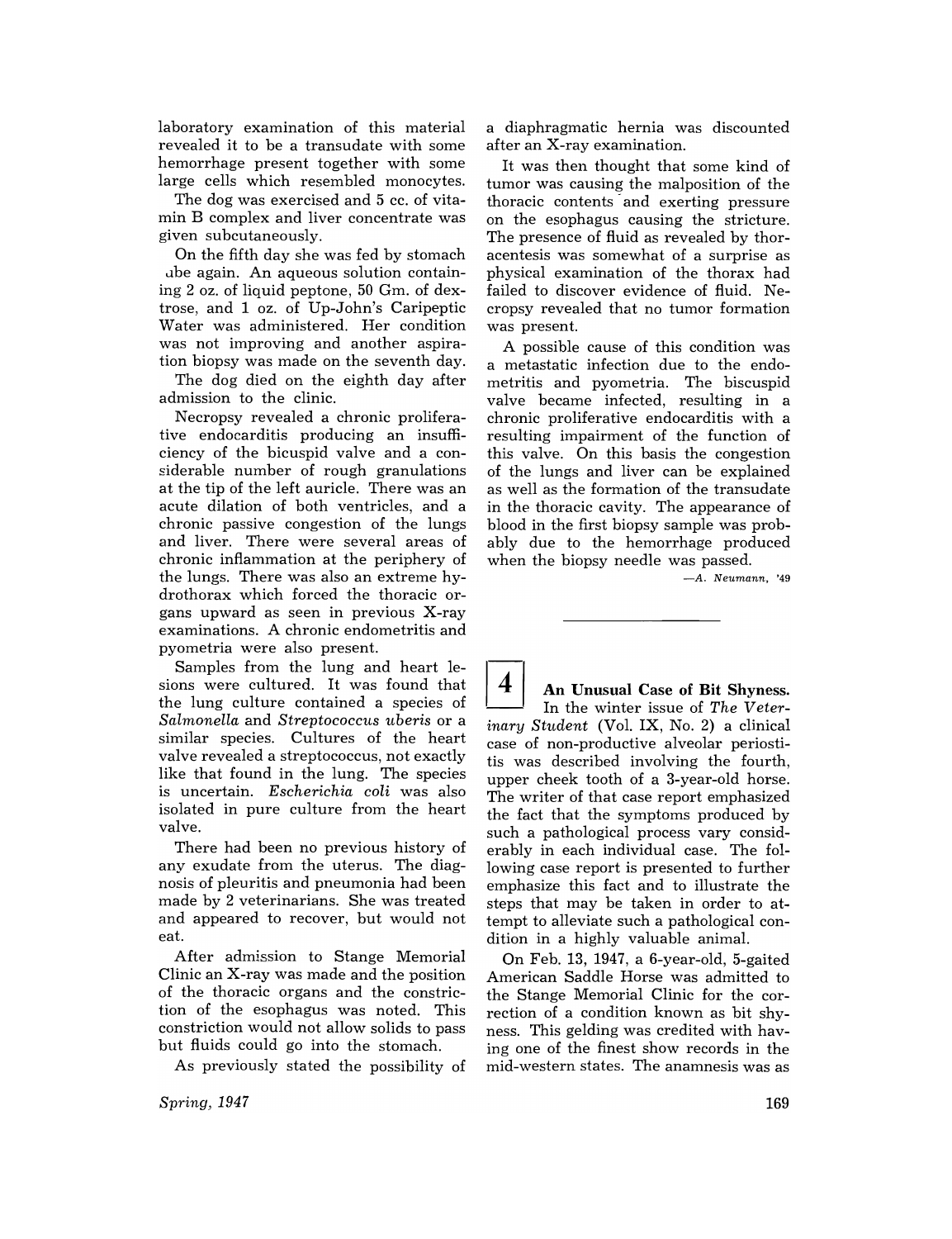laboratory examination of this material revealed it to be a transudate with some hemorrhage present together with some large cells which resembled monocytes.

The dog was exercised and 5 cc. of vitamin B complex and liver concentrate was given subcutaneously.

On the fifth day she was fed by stomach ube again. An aqueous solution containing 2 oz. of liquid peptone, 50 Gm. of dextrose, and 1 oz. of Up-John's Caripeptic Water was administered. Her condition was not improving and another aspiration biopsy was made on the seventh day.

The dog died on the eighth day after admission to the clinic.

Necropsy revealed a chronic proliferative endocarditis producing an insufficiency of the bicuspid valve and a considerable number of rough granulations at the tip of the left auricle. There was an acute dilation of both ventricles, and a chronic passive congestion of the lungs and liver. There were several areas of chronic inflammation at the periphery of the lungs. There was also an extreme hydrothorax which forced the thoracic organs upward as seen in previous X-ray examinations. A chronic endometritis and pyometria were also present.

Samples from the lung and heart lesions were cultured. It was found that the lung culture contained a species of *Salmonella* and *Streptococcus uberis* or a similar species. Cultures of the heart valve revealed a streptococcus, not exactly like that found in the lung. The species is uncertain. *Escherichia coli* was also isolated in pure culture from the heart valve.

There had been no previous history of any exudate from the uterus. The diagnosis of pleuritis and pneumonia had been made by 2 veterinarians. She was treated and appeared to recover, but would not eat.

After admission to Stange Memorial Clinic an X-ray was made and the position of the thoracic organs and the constriction of the esophagus was noted. This constriction would not allow solids to pass but fluids could go into the stomach.

As previously stated the possibility of a diaphragmatic hernia was discounted after an X-ray examination.

It was then thought that some kind of tumor was causing the malposition of the thoracic contents and exerting pressure on the esophagus causing the stricture. The presence of fluid as revealed by thoracentesis was somewhat of a surprise as physical examination of the thorax had failed to discover evidence of fluid. Necropsy revealed that no tumor formation was present.

A possible cause of this condition was a metastatic infection due to the endometritis and pyometria. The biscuspid valve became infected, resulting in a chronic proliferative endocarditis with a resulting impairment of the function of this valve. On this basis the congestion of the lungs and liver can be explained as well as the formation of the transudate in the thoracic cavity. The appearance of blood in the first biopsy sample was probably due to the hemorrhage produced when the biopsy needle was passed.

—*A. Neumann, '49*

---

**4** **An Unusual Case of Bit Shyness.** In the winter issue of *The Veterinary Student* (Vol. IX, No. 2) a clinical case of non-productive alveolar periostitis was described involving the fourth, upper cheek tooth of a 3-year-old horse. The writer of that case report emphasized the fact that the symptoms produced by such a pathological process vary considerably in each individual case. The following case report is presented to further emphasize this fact and to illustrate the steps that may be taken in order to attempt to alleviate such a pathological condition in a highly valuable animal.

On Feb. 13, 1947, a 6-year-old, 5-gaited American Saddle Horse was admitted to the Stange Memorial Clinic for the correction of a condition known as bit shyness. This gelding was credited with having one of the finest show records in the mid-western states. The anamnesis was as